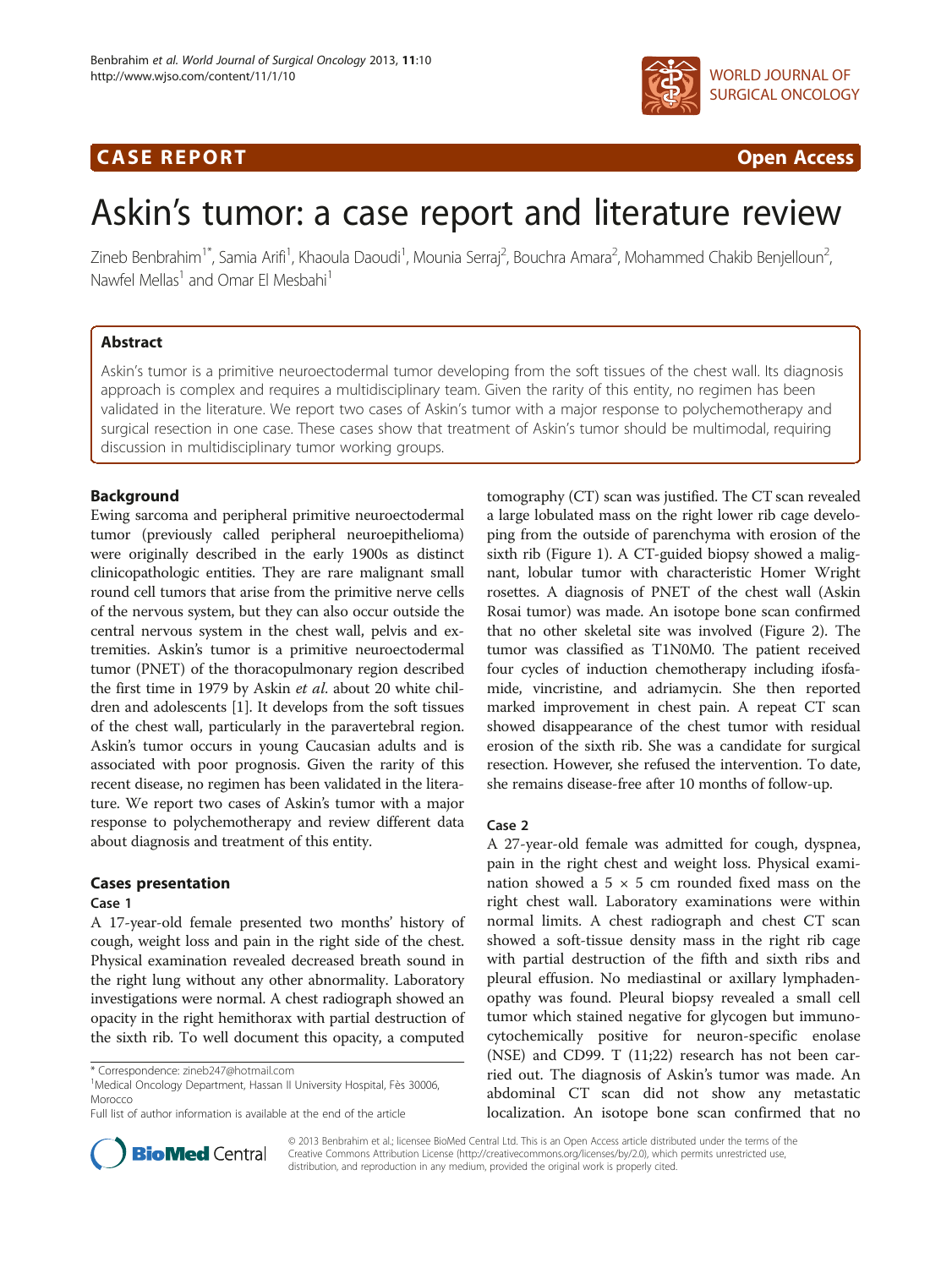CASE REPORT Open Access

# Askin's tumor: a case report and literature review

Zineb Benbrahim[1*], Samia Arifi[1], Khaoula Daoudi[1], Mounia Serraj[2], Bouchra Amara[2], Mohammed Chakib Benjelloun[2], Nawfel Mellas[1] and Omar El Mesbahi[1]

## Abstract

Askin's tumor is a primitive neuroectodermal tumor developing from the soft tissues of the chest wall. Its diagnosis approach is complex and requires a multidisciplinary team. Given the rarity of this entity, no regimen has been validated in the literature. We report two cases of Askin's tumor with a major response to polychemotherapy and surgical resection in one case. These cases show that treatment of Askin's tumor should be multimodal, requiring discussion in multidisciplinary tumor working groups.

## Background

Ewing sarcoma and peripheral primitive neuroectodermal tumor (previously called peripheral neuroepithelioma) were originally described in the early 1900s as distinct clinicopathologic entities. They are rare malignant small round cell tumors that arise from the primitive nerve cells of the nervous system, but they can also occur outside the central nervous system in the chest wall, pelvis and extremities. Askin's tumor is a primitive neuroectodermal tumor (PNET) of the thoracopulmonary region described the first time in 1979 by Askin *et al.* about 20 white children and adolescents [1]. It develops from the soft tissues of the chest wall, particularly in the paravertebral region. Askin's tumor occurs in young Caucasian adults and is associated with poor prognosis. Given the rarity of this recent disease, no regimen has been validated in the literature. We report two cases of Askin's tumor with a major response to polychemotherapy and review different data about diagnosis and treatment of this entity.

## Cases presentation

### Case 1

A 17-year-old female presented two months' history of cough, weight loss and pain in the right side of the chest. Physical examination revealed decreased breath sound in the right lung without any other abnormality. Laboratory investigations were normal. A chest radiograph showed an opacity in the right hemithorax with partial destruction of the sixth rib. To well document this opacity, a computed tomography (CT) scan was justified. The CT scan revealed a large lobulated mass on the right lower rib cage developing from the outside of parenchyma with erosion of the sixth rib (Figure 1). A CT-guided biopsy showed a malignant, lobular tumor with characteristic Homer Wright rosettes. A diagnosis of PNET of the chest wall (Askin Rosai tumor) was made. An isotope bone scan confirmed that no other skeletal site was involved (Figure 2). The tumor was classified as T1N0M0. The patient received four cycles of induction chemotherapy including ifosfamide, vincristine, and adriamycin. She then reported marked improvement in chest pain. A repeat CT scan showed disappearance of the chest tumor with residual erosion of the sixth rib. She was a candidate for surgical resection. However, she refused the intervention. To date, she remains disease-free after 10 months of follow-up.

### Case 2

A 27-year-old female was admitted for cough, dyspnea, pain in the right chest and weight loss. Physical examination showed a 5 × 5 cm rounded fixed mass on the right chest wall. Laboratory examinations were within normal limits. A chest radiograph and chest CT scan showed a soft-tissue density mass in the right rib cage with partial destruction of the fifth and sixth ribs and pleural effusion. No mediastinal or axillary lymphadenopathy was found. Pleural biopsy revealed a small cell tumor which stained negative for glycogen but immunocytochemically positive for neuron-specific enolase (NSE) and CD99. T (11;22) research has not been carried out. The diagnosis of Askin's tumor was made. An abdominal CT scan did not show any metastatic localization. An isotope bone scan confirmed that no

* Correspondence: zineb247@hotmail.com
[1]Medical Oncology Department, Hassan II University Hospital, Fès 30006, Morocco
Full list of author information is available at the end of the article

© 2013 Benbrahim et al.; licensee BioMed Central Ltd. This is an Open Access article distributed under the terms of the Creative Commons Attribution License (http://creativecommons.org/licenses/by/2.0), which permits unrestricted use, distribution, and reproduction in any medium, provided the original work is properly cited.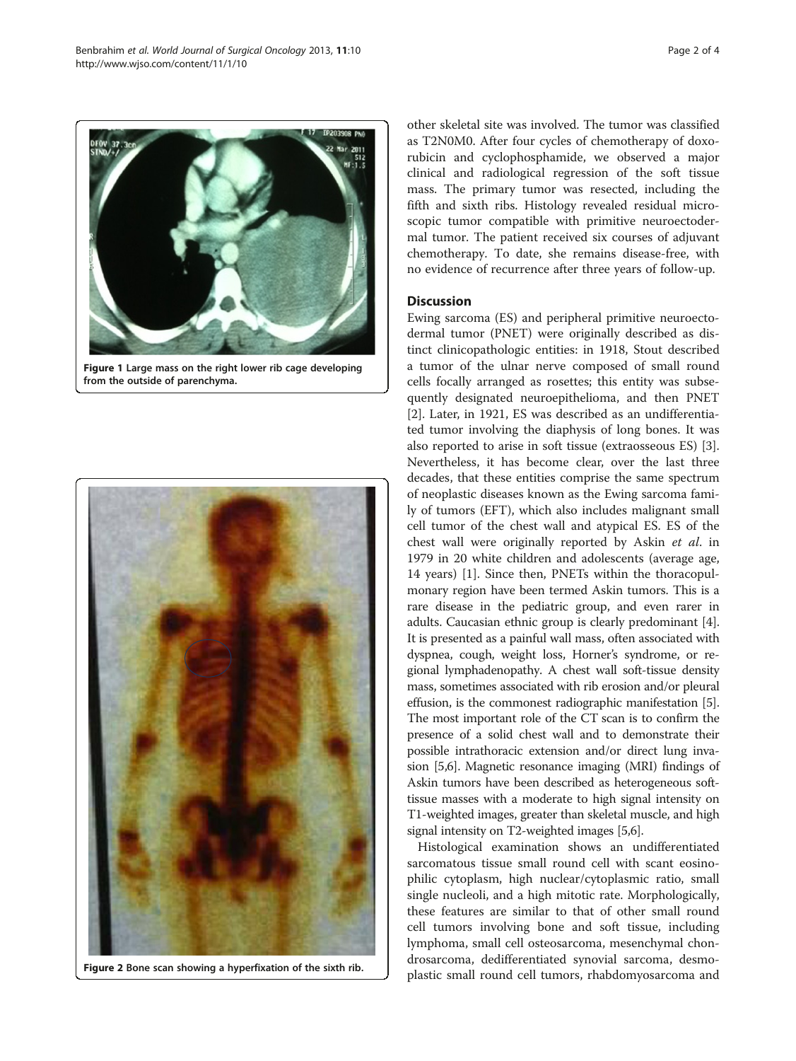Figure 1 Large mass on the right lower rib cage developing from the outside of parenchyma.

Figure 2 Bone scan showing a hyperfixation of the sixth rib.

other skeletal site was involved. The tumor was classified as T2N0M0. After four cycles of chemotherapy of doxorubicin and cyclophosphamide, we observed a major clinical and radiological regression of the soft tissue mass. The primary tumor was resected, including the fifth and sixth ribs. Histology revealed residual microscopic tumor compatible with primitive neuroectodermal tumor. The patient received six courses of adjuvant chemotherapy. To date, she remains disease-free, with no evidence of recurrence after three years of follow-up.

## Discussion

Ewing sarcoma (ES) and peripheral primitive neuroectodermal tumor (PNET) were originally described as distinct clinicopathologic entities: in 1918, Stout described a tumor of the ulnar nerve composed of small round cells focally arranged as rosettes; this entity was subsequently designated neuroepithelioma, and then PNET [2]. Later, in 1921, ES was described as an undifferentiated tumor involving the diaphysis of long bones. It was also reported to arise in soft tissue (extraosseous ES) [3]. Nevertheless, it has become clear, over the last three decades, that these entities comprise the same spectrum of neoplastic diseases known as the Ewing sarcoma family of tumors (EFT), which also includes malignant small cell tumor of the chest wall and atypical ES. ES of the chest wall were originally reported by Askin *et al.* in 1979 in 20 white children and adolescents (average age, 14 years) [1]. Since then, PNETs within the thoracopulmonary region have been termed Askin tumors. This is a rare disease in the pediatric group, and even rarer in adults. Caucasian ethnic group is clearly predominant [4]. It is presented as a painful wall mass, often associated with dyspnea, cough, weight loss, Horner's syndrome, or regional lymphadenopathy. A chest wall soft-tissue density mass, sometimes associated with rib erosion and/or pleural effusion, is the commonest radiographic manifestation [5]. The most important role of the CT scan is to confirm the presence of a solid chest wall and to demonstrate their possible intrathoracic extension and/or direct lung invasion [5,6]. Magnetic resonance imaging (MRI) findings of Askin tumors have been described as heterogeneous soft-tissue masses with a moderate to high signal intensity on T1-weighted images, greater than skeletal muscle, and high signal intensity on T2-weighted images [5,6].

Histological examination shows an undifferentiated sarcomatous tissue small round cell with scant eosinophilic cytoplasm, high nuclear/cytoplasmic ratio, small single nucleoli, and a high mitotic rate. Morphologically, these features are similar to that of other small round cell tumors involving bone and soft tissue, including lymphoma, small cell osteosarcoma, mesenchymal chondrosarcoma, dedifferentiated synovial sarcoma, desmoplastic small round cell tumors, rhabdomyosarcoma and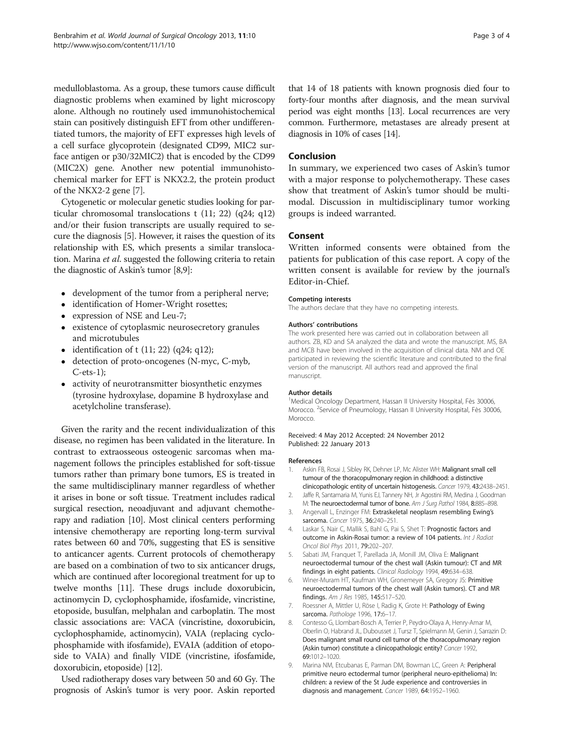medulloblastoma. As a group, these tumors cause difficult diagnostic problems when examined by light microscopy alone. Although no routinely used immunohistochemical stain can positively distinguish EFT from other undifferentiated tumors, the majority of EFT expresses high levels of a cell surface glycoprotein (designated CD99, MIC2 surface antigen or p30/32MIC2) that is encoded by the CD99 (MIC2X) gene. Another new potential immunohistochemical marker for EFT is NKX2.2, the protein product of the NKX2-2 gene [7].

Cytogenetic or molecular genetic studies looking for particular chromosomal translocations t (11; 22) (q24; q12) and/or their fusion transcripts are usually required to secure the diagnosis [5]. However, it raises the question of its relationship with ES, which presents a similar translocation. Marina *et al.* suggested the following criteria to retain the diagnostic of Askin's tumor [8,9]:

- development of the tumor from a peripheral nerve;
- identification of Homer-Wright rosettes;
- expression of NSE and Leu-7;
- existence of cytoplasmic neurosecretory granules and microtubules
- identification of t (11; 22) (q24; q12);
- detection of proto-oncogenes (N-myc, C-myb, C-ets-1);
- activity of neurotransmitter biosynthetic enzymes (tyrosine hydroxylase, dopamine B hydroxylase and acetylcholine transferase).

Given the rarity and the recent individualization of this disease, no regimen has been validated in the literature. In contrast to extraosseous osteogenic sarcomas when management follows the principles established for soft-tissue tumors rather than primary bone tumors, ES is treated in the same multidisciplinary manner regardless of whether it arises in bone or soft tissue. Treatment includes radical surgical resection, neoadjuvant and adjuvant chemotherapy and radiation [10]. Most clinical centers performing intensive chemotherapy are reporting long-term survival rates between 60 and 70%, suggesting that ES is sensitive to anticancer agents. Current protocols of chemotherapy are based on a combination of two to six anticancer drugs, which are continued after locoregional treatment for up to twelve months [11]. These drugs include doxorubicin, actinomycin D, cyclophosphamide, ifosfamide, vincristine, etoposide, busulfan, melphalan and carboplatin. The most classic associations are: VACA (vincristine, doxorubicin, cyclophosphamide, actinomycin), VAIA (replacing cyclophosphamide with ifosfamide), EVAIA (addition of etoposide to VAIA) and finally VIDE (vincristine, ifosfamide, doxorubicin, etoposide) [12].

Used radiotherapy doses vary between 50 and 60 Gy. The prognosis of Askin's tumor is very poor. Askin reported that 14 of 18 patients with known prognosis died four to forty-four months after diagnosis, and the mean survival period was eight months [13]. Local recurrences are very common. Furthermore, metastases are already present at diagnosis in 10% of cases [14].

## Conclusion

In summary, we experienced two cases of Askin's tumor with a major response to polychemotherapy. These cases show that treatment of Askin's tumor should be multimodal. Discussion in multidisciplinary tumor working groups is indeed warranted.

## Consent

Written informed consents were obtained from the patients for publication of this case report. A copy of the written consent is available for review by the journal's Editor-in-Chief.

#### Competing interests

The authors declare that they have no competing interests.

#### Authors' contributions

The work presented here was carried out in collaboration between all authors. ZB, KD and SA analyzed the data and wrote the manuscript. MS, BA and MCB have been involved in the acquisition of clinical data. NM and OE participated in reviewing the scientific literature and contributed to the final version of the manuscript. All authors read and approved the final manuscript.

#### Author details

[1]Medical Oncology Department, Hassan II University Hospital, Fès 30006, Morocco. [2]Service of Pneumology, Hassan II University Hospital, Fès 30006, Morocco.

Received: 4 May 2012 Accepted: 24 November 2012
Published: 22 January 2013

#### References

1. Askin FB, Rosai J, Sibley RK, Dehner LP, Mc Alister WH: **Malignant small cell tumour of the thoracopulmonary region in childhood: a distinctive clinicopathologic entity of uncertain histogenesis.** *Cancer* 1979, **43:**2438–2451.
2. Jaffe R, Santamaria M, Yunis EJ, Tannery NH, Jr Agostini RM, Medina J, Goodman M: **The neuroectodermal tumor of bone.** *Am J Surg Pathol* 1984, **8:**885–898.
3. Angervall L, Enzinger FM: **Extraskeletal neoplasm resembling Ewing's sarcoma.** *Cancer* 1975, **36:**240–251.
4. Laskar S, Nair C, Mallik S, Bahl G, Pai S, Shet T: **Prognostic factors and outcome in Askin-Rosai tumor: a review of 104 patients.** *Int J Radiat Oncol Biol Phys* 2011, **79:**202–207.
5. Sabati JM, Franquet T, Parellada JA, Monill JM, Oliva E: **Malignant neuroectodermal tumour of the chest wall (Askin tumour): CT and MR findings in eight patients.** *Clinical Radiology* 1994, **49:**634–638.
6. Winer-Muram HT, Kaufman WH, Gronemeyer SA, Gregory JS: **Primitive neuroectodermal tumors of the chest wall (Askin tumors). CT and MR findings.** *Am J Res* 1985, **145:**517–520.
7. Roessner A, Mittler U, Röse I, Radig K, Grote H: **Pathology of Ewing sarcoma.** *Pathologe* 1996, **17:**6–17.
8. Contesso G, Llombart-Bosch A, Terrier P, Peydro-Olaya A, Henry-Amar M, Oberlin O, Habrand JL, Dubousset J, Tursz T, Spielmann M, Genin J, Sarrazin D: **Does malignant small round cell tumor of the thoracopulmonary region (Askin tumor) constitute a clinicopathologic entity?** *Cancer* 1992, **69:**1012–1020.
9. Marina NM, Etcubanas E, Parman DM, Bowman LC, Green A: **Peripheral primitive neuro ectodermal tumor (peripheral neuro-epithelioma) In: children: a review of the St Jude experience and controversies in diagnosis and management.** *Cancer* 1989, **64:**1952–1960.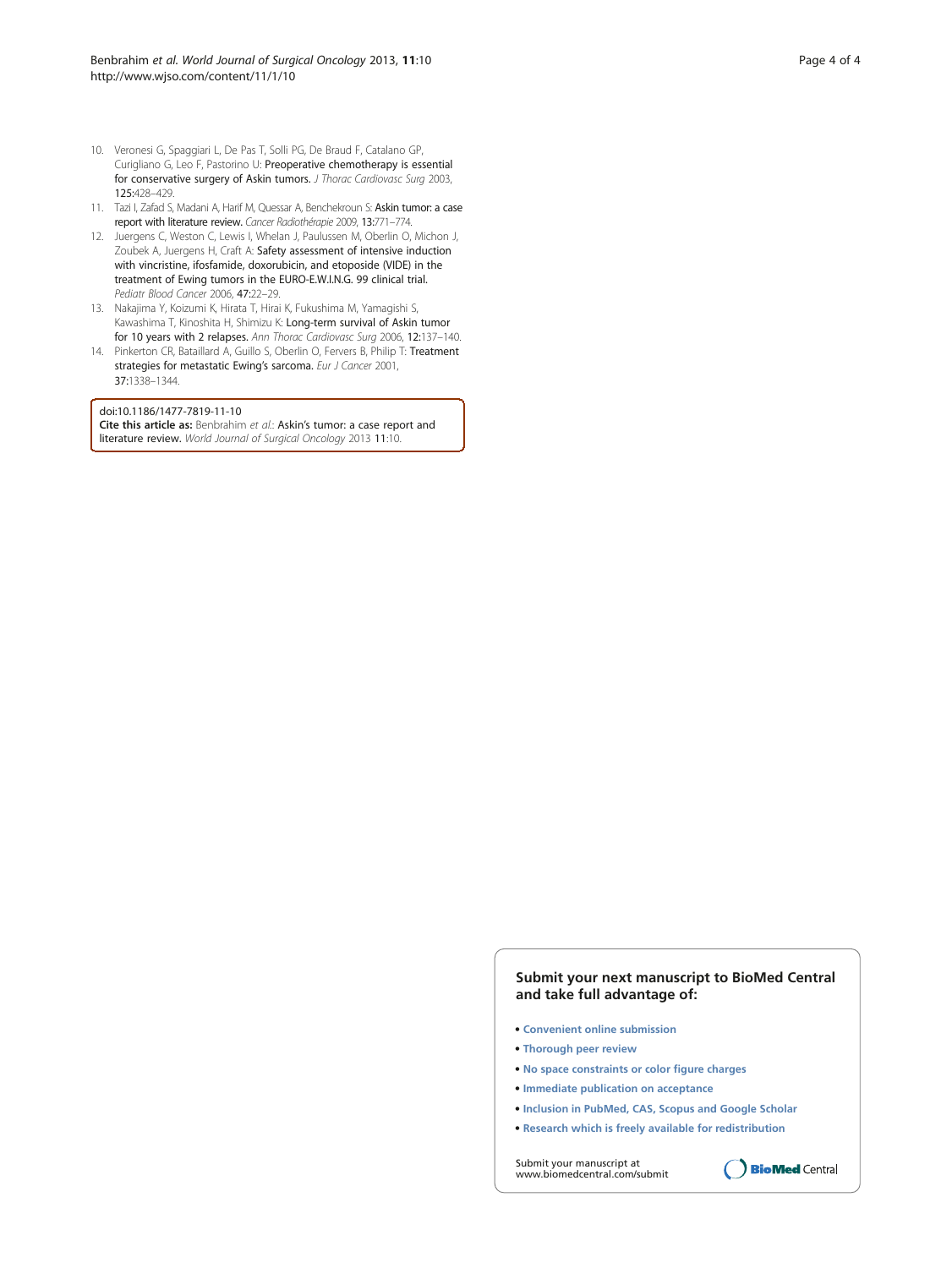10. Veronesi G, Spaggiari L, De Pas T, Solli PG, De Braud F, Catalano GP, Curigliano G, Leo F, Pastorino U: Preoperative chemotherapy is essential for conservative surgery of Askin tumors. *J Thorac Cardiovasc Surg* 2003, **125**:428–429.
11. Tazi I, Zafad S, Madani A, Harif M, Quessar A, Benchekroun S: Askin tumor: a case report with literature review. *Cancer Radiothérapie* 2009, **13**:771–774.
12. Juergens C, Weston C, Lewis I, Whelan J, Paulussen M, Oberlin O, Michon J, Zoubek A, Juergens H, Craft A: Safety assessment of intensive induction with vincristine, ifosfamide, doxorubicin, and etoposide (VIDE) in the treatment of Ewing tumors in the EURO-E.W.I.N.G. 99 clinical trial. *Pediatr Blood Cancer* 2006, **47**:22–29.
13. Nakajima Y, Koizumi K, Hirata T, Hirai K, Fukushima M, Yamagishi S, Kawashima T, Kinoshita H, Shimizu K: Long-term survival of Askin tumor for 10 years with 2 relapses. *Ann Thorac Cardiovasc Surg* 2006, **12**:137–140.
14. Pinkerton CR, Bataillard A, Guillo S, Oberlin O, Fervers B, Philip T: Treatment strategies for metastatic Ewing's sarcoma. *Eur J Cancer* 2001, **37**:1338–1344.

doi:10.1186/1477-7819-11-10
**Cite this article as:** Benbrahim *et al.*: Askin's tumor: a case report and literature review. *World Journal of Surgical Oncology* 2013 **11**:10.

**Submit your next manuscript to BioMed Central and take full advantage of:**

- **Convenient online submission**
- **Thorough peer review**
- **No space constraints or color figure charges**
- **Immediate publication on acceptance**
- **Inclusion in PubMed, CAS, Scopus and Google Scholar**
- **Research which is freely available for redistribution**

Submit your manuscript at
www.biomedcentral.com/submit

BioMed Central